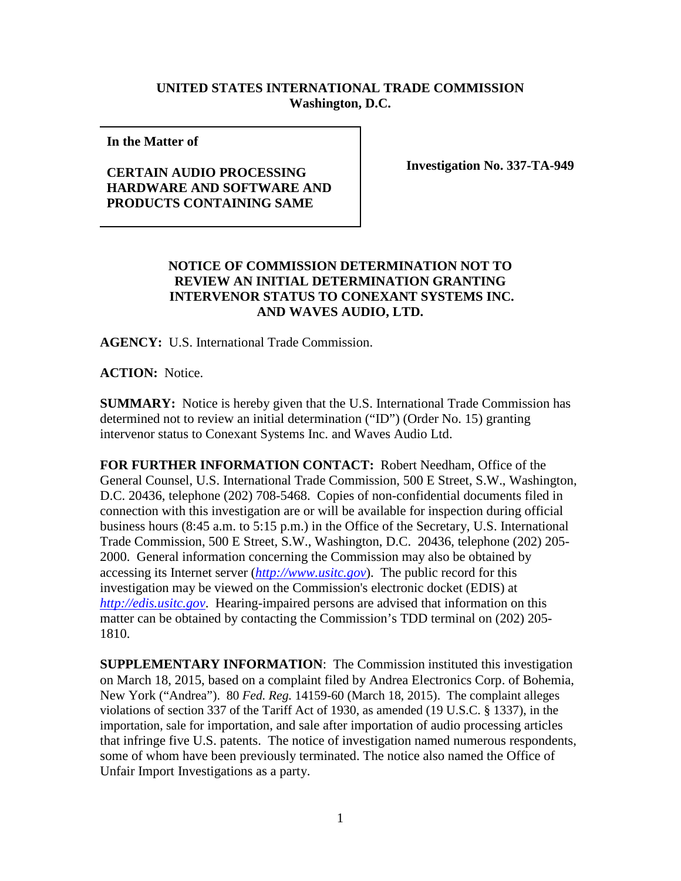**UNITED STATES INTERNATIONAL TRADE COMMISSION**
**Washington, D.C.**

| **In the Matter of** **CERTAIN AUDIO PROCESSING HARDWARE AND SOFTWARE AND PRODUCTS CONTAINING SAME** | **Investigation No. 337-TA-949** |
|---|---|

**NOTICE OF COMMISSION DETERMINATION NOT TO REVIEW AN INITIAL DETERMINATION GRANTING INTERVENOR STATUS TO CONEXANT SYSTEMS INC. AND WAVES AUDIO, LTD.**

**AGENCY:** U.S. International Trade Commission.

**ACTION:** Notice.

**SUMMARY:** Notice is hereby given that the U.S. International Trade Commission has determined not to review an initial determination ("ID") (Order No. 15) granting intervenor status to Conexant Systems Inc. and Waves Audio Ltd.

**FOR FURTHER INFORMATION CONTACT:** Robert Needham, Office of the General Counsel, U.S. International Trade Commission, 500 E Street, S.W., Washington, D.C. 20436, telephone (202) 708-5468. Copies of non-confidential documents filed in connection with this investigation are or will be available for inspection during official business hours (8:45 a.m. to 5:15 p.m.) in the Office of the Secretary, U.S. International Trade Commission, 500 E Street, S.W., Washington, D.C. 20436, telephone (202) 205-2000. General information concerning the Commission may also be obtained by accessing its Internet server (*http://www.usitc.gov*). The public record for this investigation may be viewed on the Commission's electronic docket (EDIS) at *http://edis.usitc.gov*. Hearing-impaired persons are advised that information on this matter can be obtained by contacting the Commission's TDD terminal on (202) 205-1810.

**SUPPLEMENTARY INFORMATION**: The Commission instituted this investigation on March 18, 2015, based on a complaint filed by Andrea Electronics Corp. of Bohemia, New York ("Andrea"). 80 *Fed. Reg.* 14159-60 (March 18, 2015). The complaint alleges violations of section 337 of the Tariff Act of 1930, as amended (19 U.S.C. § 1337), in the importation, sale for importation, and sale after importation of audio processing articles that infringe five U.S. patents. The notice of investigation named numerous respondents, some of whom have been previously terminated. The notice also named the Office of Unfair Import Investigations as a party.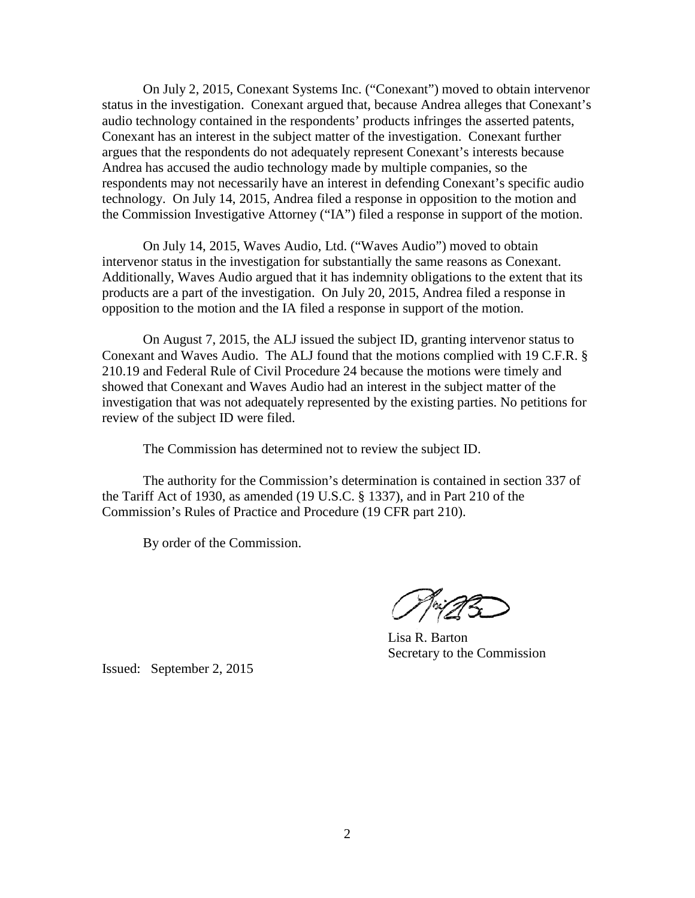On July 2, 2015, Conexant Systems Inc. ("Conexant") moved to obtain intervenor status in the investigation. Conexant argued that, because Andrea alleges that Conexant's audio technology contained in the respondents' products infringes the asserted patents, Conexant has an interest in the subject matter of the investigation. Conexant further argues that the respondents do not adequately represent Conexant's interests because Andrea has accused the audio technology made by multiple companies, so the respondents may not necessarily have an interest in defending Conexant's specific audio technology. On July 14, 2015, Andrea filed a response in opposition to the motion and the Commission Investigative Attorney ("IA") filed a response in support of the motion.

On July 14, 2015, Waves Audio, Ltd. ("Waves Audio") moved to obtain intervenor status in the investigation for substantially the same reasons as Conexant. Additionally, Waves Audio argued that it has indemnity obligations to the extent that its products are a part of the investigation. On July 20, 2015, Andrea filed a response in opposition to the motion and the IA filed a response in support of the motion.

On August 7, 2015, the ALJ issued the subject ID, granting intervenor status to Conexant and Waves Audio. The ALJ found that the motions complied with 19 C.F.R. § 210.19 and Federal Rule of Civil Procedure 24 because the motions were timely and showed that Conexant and Waves Audio had an interest in the subject matter of the investigation that was not adequately represented by the existing parties. No petitions for review of the subject ID were filed.

The Commission has determined not to review the subject ID.

The authority for the Commission's determination is contained in section 337 of the Tariff Act of 1930, as amended (19 U.S.C. § 1337), and in Part 210 of the Commission's Rules of Practice and Procedure (19 CFR part 210).

By order of the Commission.

Lisa R. Barton
Secretary to the Commission

Issued: September 2, 2015